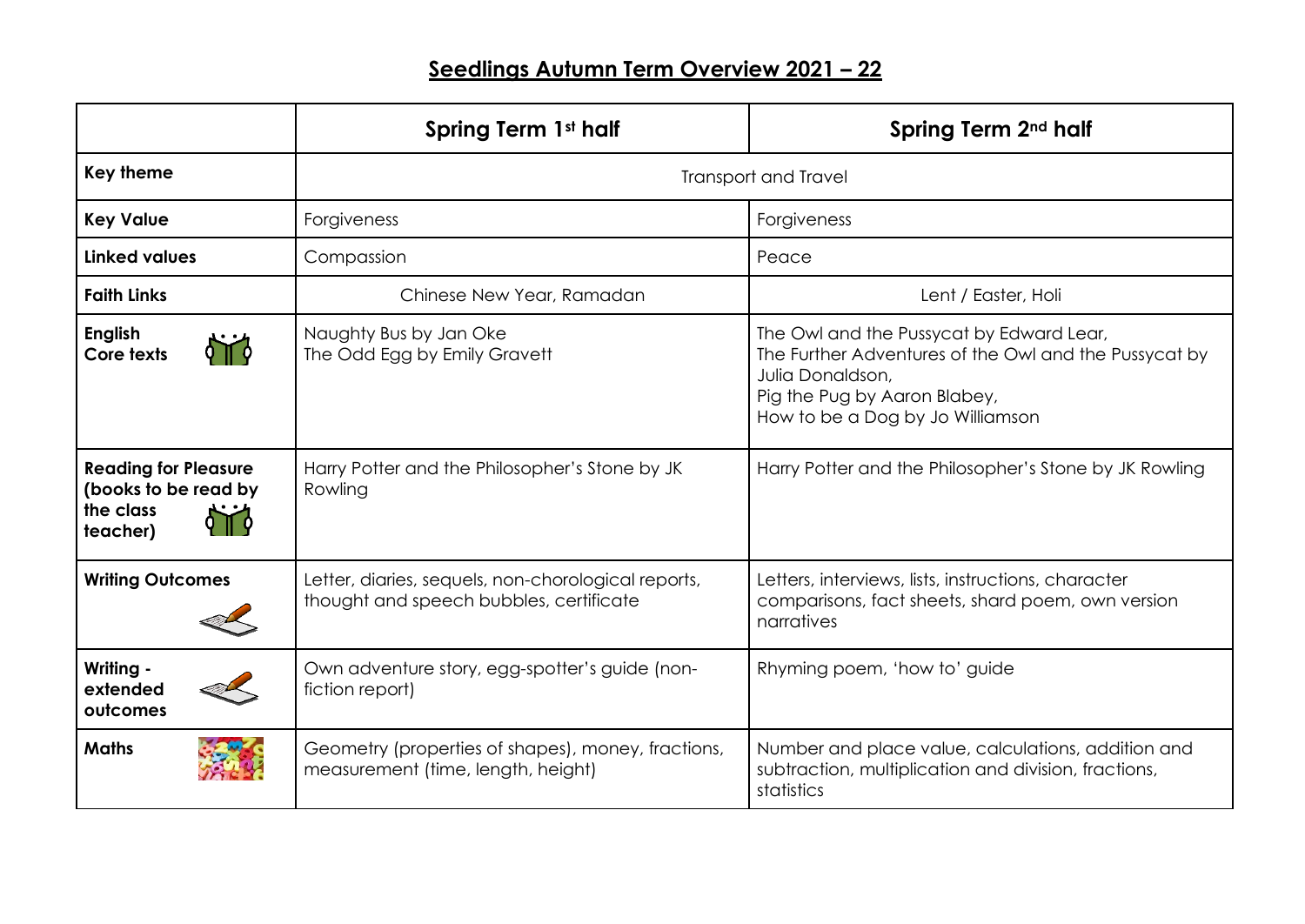# Seedlings Autumn Term Overview 2021 – 22

| | Spring Term 1st half | Spring Term 2nd half |
|---|---|---|
| **Key theme** | Transport and Travel | |
| **Key Value** | Forgiveness | Forgiveness |
| **Linked values** | Compassion | Peace |
| **Faith Links** | Chinese New Year, Ramadan | Lent / Easter, Holi |
| **English Core texts** | Naughty Bus by Jan Oke<br>The Odd Egg by Emily Gravett | The Owl and the Pussycat by Edward Lear,<br>The Further Adventures of the Owl and the Pussycat by Julia Donaldson,<br>Pig the Pug by Aaron Blabey,<br>How to be a Dog by Jo Williamson |
| **Reading for Pleasure (books to be read by the class teacher)** | Harry Potter and the Philosopher's Stone by JK Rowling | Harry Potter and the Philosopher's Stone by JK Rowling |
| **Writing Outcomes** | Letter, diaries, sequels, non-chorological reports, thought and speech bubbles, certificate | Letters, interviews, lists, instructions, character comparisons, fact sheets, shard poem, own version narratives |
| **Writing - extended outcomes** | Own adventure story, egg-spotter's guide (non-fiction report) | Rhyming poem, 'how to' guide |
| **Maths** | Geometry (properties of shapes), money, fractions, measurement (time, length, height) | Number and place value, calculations, addition and subtraction, multiplication and division, fractions, statistics |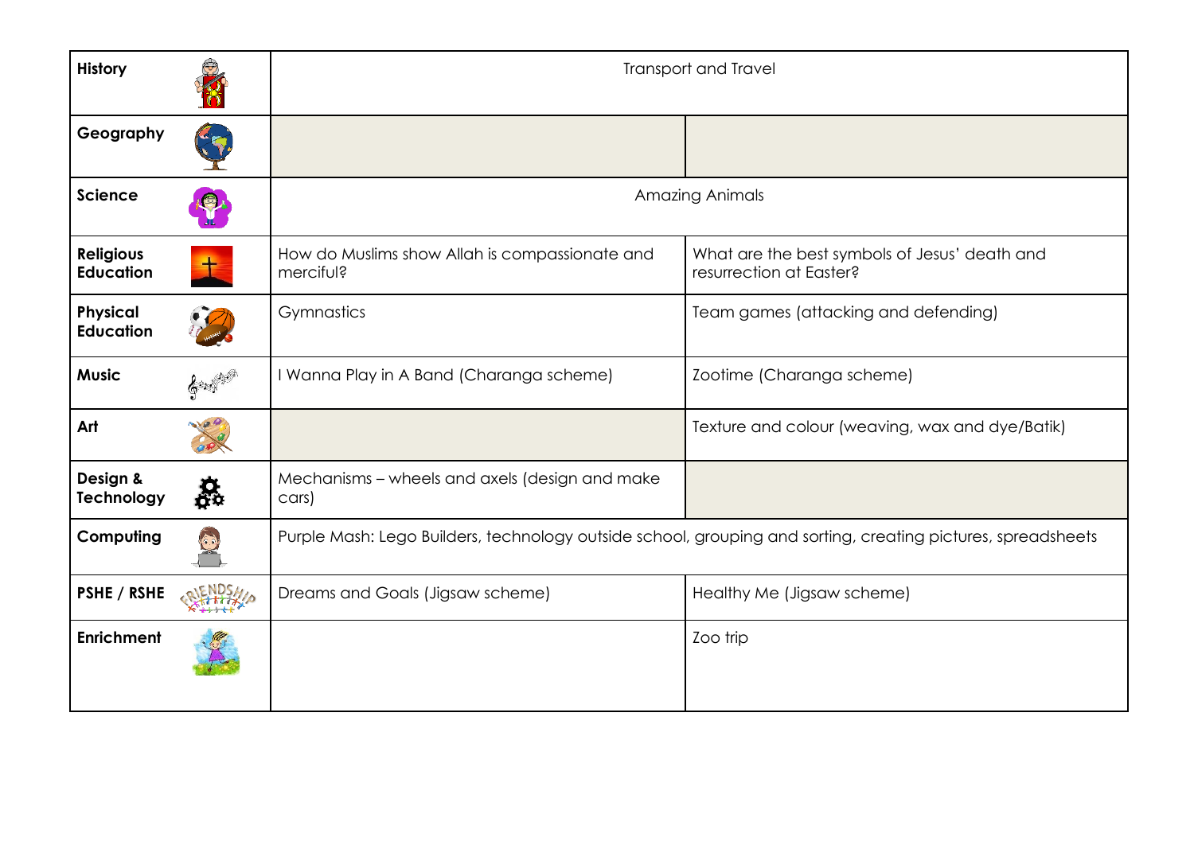| | | |
|---|---|---|
| **History** | Transport and Travel | |
| **Geography** | | |
| **Science** | Amazing Animals | |
| **Religious Education** | How do Muslims show Allah is compassionate and merciful? | What are the best symbols of Jesus' death and resurrection at Easter? |
| **Physical Education** | Gymnastics | Team games (attacking and defending) |
| **Music** | I Wanna Play in A Band (Charanga scheme) | Zootime (Charanga scheme) |
| **Art** | | Texture and colour (weaving, wax and dye/Batik) |
| **Design & Technology** | Mechanisms – wheels and axels (design and make cars) | |
| **Computing** | Purple Mash: Lego Builders, technology outside school, grouping and sorting, creating pictures, spreadsheets | |
| **PSHE / RSHE** | Dreams and Goals (Jigsaw scheme) | Healthy Me (Jigsaw scheme) |
| **Enrichment** | | Zoo trip |